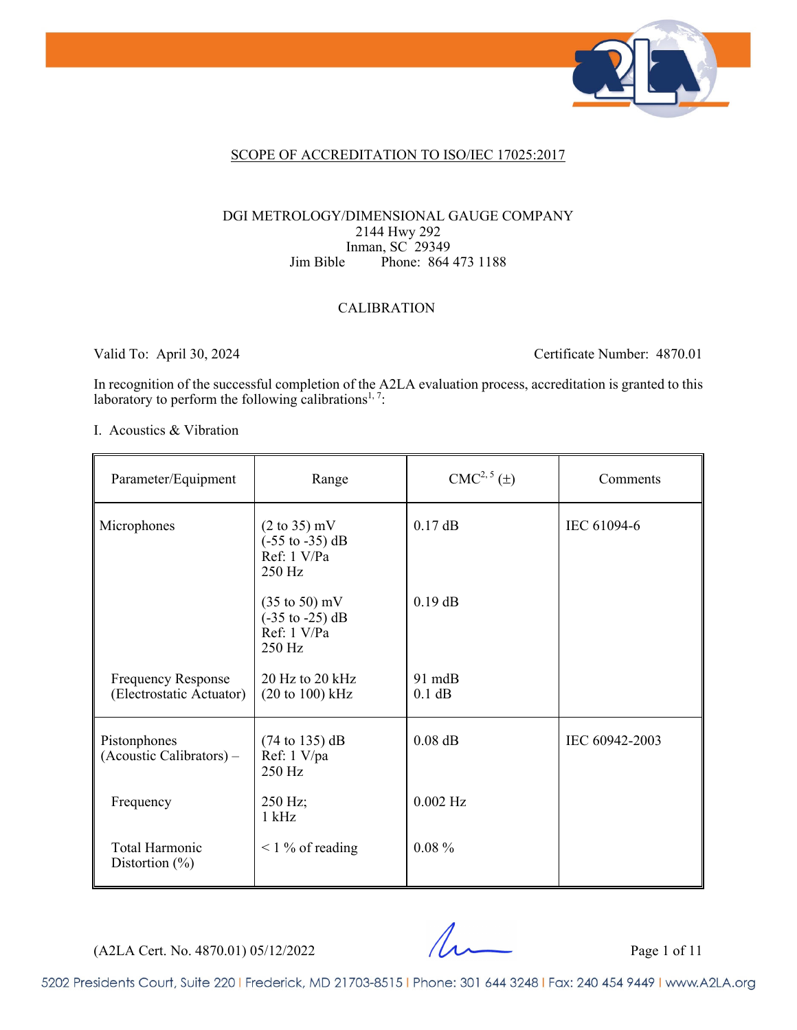## SCOPE OF ACCREDITATION TO ISO/IEC 17025:2017

DGI METROLOGY/DIMENSIONAL GAUGE COMPANY
2144 Hwy 292
Inman, SC 29349
Jim Bible Phone: 864 473 1188

### CALIBRATION

Valid To: April 30, 2024 Certificate Number: 4870.01

In recognition of the successful completion of the A2LA evaluation process, accreditation is granted to this laboratory to perform the following calibrations[1, 7]:

I. Acoustics & Vibration

| Parameter/Equipment | Range | CMC[2, 5] (±) | Comments |
|---|---|---|---|
| Microphones | (2 to 35) mV<br>(-55 to -35) dB<br>Ref: 1 V/Pa<br>250 Hz | 0.17 dB | IEC 61094-6 |
| | (35 to 50) mV<br>(-35 to -25) dB<br>Ref: 1 V/Pa<br>250 Hz | 0.19 dB | |
| Frequency Response (Electrostatic Actuator) | 20 Hz to 20 kHz<br>(20 to 100) kHz | 91 mdB<br>0.1 dB | |
| Pistonphones (Acoustic Calibrators) – | (74 to 135) dB<br>Ref: 1 V/pa<br>250 Hz | 0.08 dB | IEC 60942-2003 |
| Frequency | 250 Hz;<br>1 kHz | 0.002 Hz | |
| Total Harmonic Distortion (%) | < 1 % of reading | 0.08 % | |

(A2LA Cert. No. 4870.01) 05/12/2022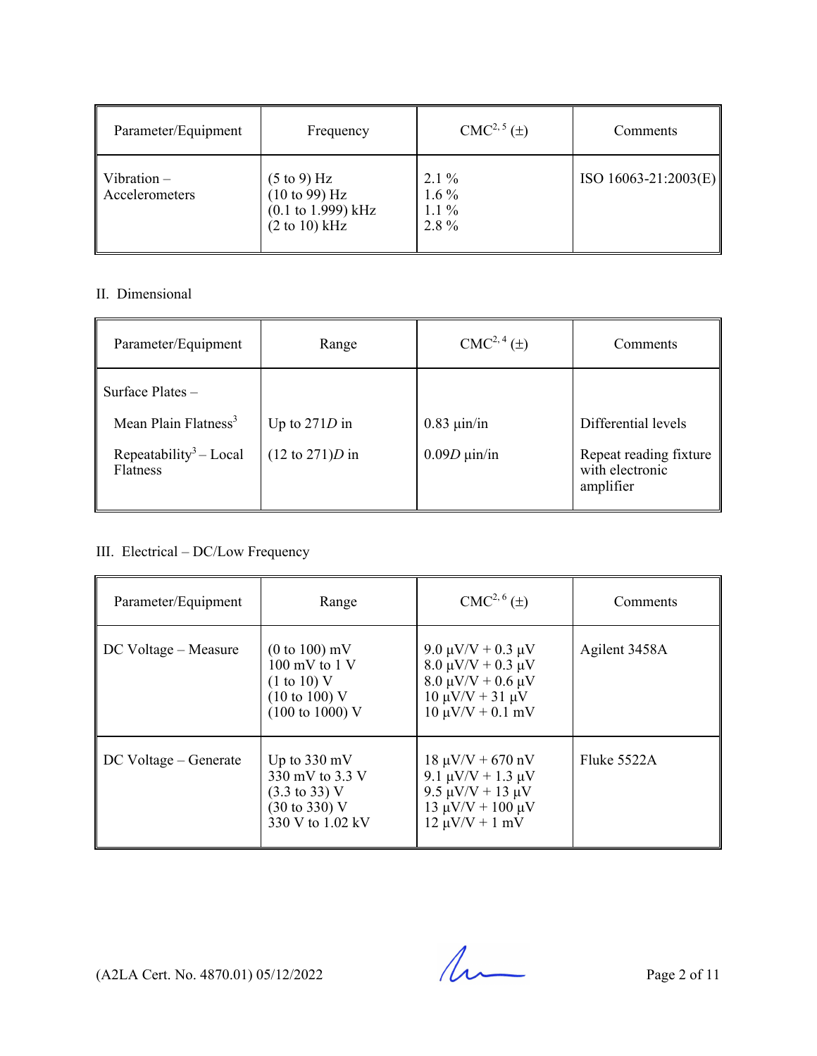| Parameter/Equipment | Frequency | CMC[2, 5] (±) | Comments |
|---|---|---|---|
| Vibration – Accelerometers | (5 to 9) Hz<br>(10 to 99) Hz<br>(0.1 to 1.999) kHz<br>(2 to 10) kHz | 2.1 %<br>1.6 %<br>1.1 %<br>2.8 % | ISO 16063-21:2003(E) |

## II. Dimensional

| Parameter/Equipment | Range | CMC[2, 4] (±) | Comments |
|---|---|---|---|
| Surface Plates – | | | |
| Mean Plain Flatness[3] | Up to 271*D* in | 0.83 µin/in | Differential levels |
| Repeatability[3] – Local Flatness | (12 to 271)*D* in | 0.09*D* µin/in | Repeat reading fixture with electronic amplifier |

## III. Electrical – DC/Low Frequency

| Parameter/Equipment | Range | CMC[2, 6] (±) | Comments |
|---|---|---|---|
| DC Voltage – Measure | (0 to 100) mV<br>100 mV to 1 V<br>(1 to 10) V<br>(10 to 100) V<br>(100 to 1000) V | 9.0 µV/V + 0.3 µV<br>8.0 µV/V + 0.3 µV<br>8.0 µV/V + 0.6 µV<br>10 µV/V + 31 µV<br>10 µV/V + 0.1 mV | Agilent 3458A |
| DC Voltage – Generate | Up to 330 mV<br>330 mV to 3.3 V<br>(3.3 to 33) V<br>(30 to 330) V<br>330 V to 1.02 kV | 18 µV/V + 670 nV<br>9.1 µV/V + 1.3 µV<br>9.5 µV/V + 13 µV<br>13 µV/V + 100 µV<br>12 µV/V + 1 mV | Fluke 5522A |

(A2LA Cert. No. 4870.01) 05/12/2022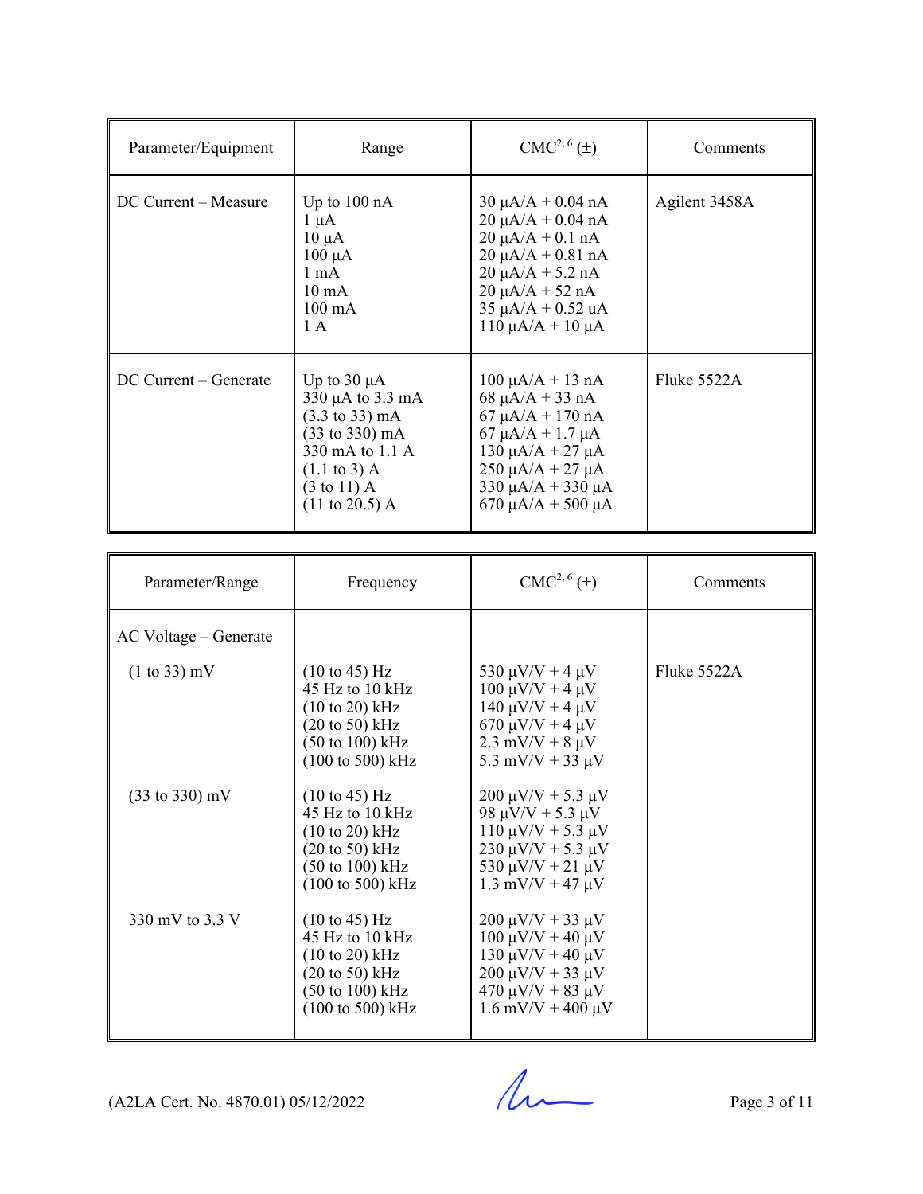| Parameter/Equipment | Range | CMC[2, 6] (±) | Comments |
|---|---|---|---|
| DC Current – Measure | Up to 100 nA<br>1 µA<br>10 µA<br>100 µA<br>1 mA<br>10 mA<br>100 mA<br>1 A | 30 µA/A + 0.04 nA<br>20 µA/A + 0.04 nA<br>20 µA/A + 0.1 nA<br>20 µA/A + 0.81 nA<br>20 µA/A + 5.2 nA<br>20 µA/A + 52 nA<br>35 µA/A + 0.52 uA<br>110 µA/A + 10 µA | Agilent 3458A |
| DC Current – Generate | Up to 30 µA<br>330 µA to 3.3 mA<br>(3.3 to 33) mA<br>(33 to 330) mA<br>330 mA to 1.1 A<br>(1.1 to 3) A<br>(3 to 11) A<br>(11 to 20.5) A | 100 µA/A + 13 nA<br>68 µA/A + 33 nA<br>67 µA/A + 170 nA<br>67 µA/A + 1.7 µA<br>130 µA/A + 27 µA<br>250 µA/A + 27 µA<br>330 µA/A + 330 µA<br>670 µA/A + 500 µA | Fluke 5522A |

| Parameter/Range | Frequency | CMC[2, 6] (±) | Comments |
|---|---|---|---|
| AC Voltage – Generate | | | |
| (1 to 33) mV | (10 to 45) Hz<br>45 Hz to 10 kHz<br>(10 to 20) kHz<br>(20 to 50) kHz<br>(50 to 100) kHz<br>(100 to 500) kHz | 530 µV/V + 4 µV<br>100 µV/V + 4 µV<br>140 µV/V + 4 µV<br>670 µV/V + 4 µV<br>2.3 mV/V + 8 µV<br>5.3 mV/V + 33 µV | Fluke 5522A |
| (33 to 330) mV | (10 to 45) Hz<br>45 Hz to 10 kHz<br>(10 to 20) kHz<br>(20 to 50) kHz<br>(50 to 100) kHz<br>(100 to 500) kHz | 200 µV/V + 5.3 µV<br>98 µV/V + 5.3 µV<br>110 µV/V + 5.3 µV<br>230 µV/V + 5.3 µV<br>530 µV/V + 21 µV<br>1.3 mV/V + 47 µV | |
| 330 mV to 3.3 V | (10 to 45) Hz<br>45 Hz to 10 kHz<br>(10 to 20) kHz<br>(20 to 50) kHz<br>(50 to 100) kHz<br>(100 to 500) kHz | 200 µV/V + 33 µV<br>100 µV/V + 40 µV<br>130 µV/V + 40 µV<br>200 µV/V + 33 µV<br>470 µV/V + 83 µV<br>1.6 mV/V + 400 µV | |

(A2LA Cert. No. 4870.01) 05/12/2022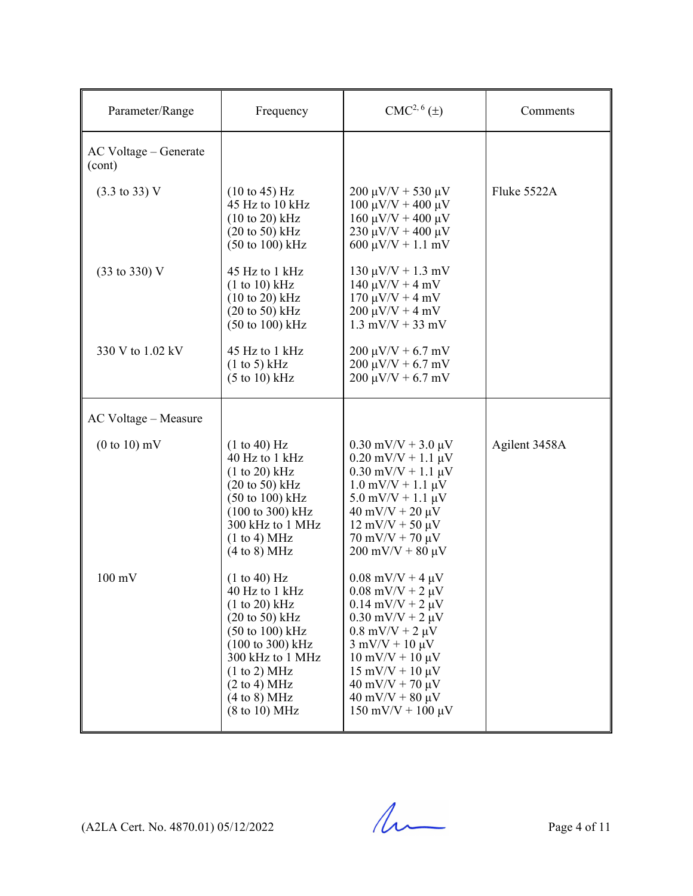| Parameter/Range | Frequency | CMC[2, 6] (±) | Comments |
|---|---|---|---|
| AC Voltage – Generate (cont) | | | |
| (3.3 to 33) V | (10 to 45) Hz<br>45 Hz to 10 kHz<br>(10 to 20) kHz<br>(20 to 50) kHz<br>(50 to 100) kHz | 200 µV/V + 530 µV<br>100 µV/V + 400 µV<br>160 µV/V + 400 µV<br>230 µV/V + 400 µV<br>600 µV/V + 1.1 mV | Fluke 5522A |
| (33 to 330) V | 45 Hz to 1 kHz<br>(1 to 10) kHz<br>(10 to 20) kHz<br>(20 to 50) kHz<br>(50 to 100) kHz | 130 µV/V + 1.3 mV<br>140 µV/V + 4 mV<br>170 µV/V + 4 mV<br>200 µV/V + 4 mV<br>1.3 mV/V + 33 mV | |
| 330 V to 1.02 kV | 45 Hz to 1 kHz<br>(1 to 5) kHz<br>(5 to 10) kHz | 200 µV/V + 6.7 mV<br>200 µV/V + 6.7 mV<br>200 µV/V + 6.7 mV | |
| AC Voltage – Measure | | | |
| (0 to 10) mV | (1 to 40) Hz<br>40 Hz to 1 kHz<br>(1 to 20) kHz<br>(20 to 50) kHz<br>(50 to 100) kHz<br>(100 to 300) kHz<br>300 kHz to 1 MHz<br>(1 to 4) MHz<br>(4 to 8) MHz | 0.30 mV/V + 3.0 µV<br>0.20 mV/V + 1.1 µV<br>0.30 mV/V + 1.1 µV<br>1.0 mV/V + 1.1 µV<br>5.0 mV/V + 1.1 µV<br>40 mV/V + 20 µV<br>12 mV/V + 50 µV<br>70 mV/V + 70 µV<br>200 mV/V + 80 µV | Agilent 3458A |
| 100 mV | (1 to 40) Hz<br>40 Hz to 1 kHz<br>(1 to 20) kHz<br>(20 to 50) kHz<br>(50 to 100) kHz<br>(100 to 300) kHz<br>300 kHz to 1 MHz<br>(1 to 2) MHz<br>(2 to 4) MHz<br>(4 to 8) MHz<br>(8 to 10) MHz | 0.08 mV/V + 4 µV<br>0.08 mV/V + 2 µV<br>0.14 mV/V + 2 µV<br>0.30 mV/V + 2 µV<br>0.8 mV/V + 2 µV<br>3 mV/V + 10 µV<br>10 mV/V + 10 µV<br>15 mV/V + 10 µV<br>40 mV/V + 70 µV<br>40 mV/V + 80 µV<br>150 mV/V + 100 µV | |

(A2LA Cert. No. 4870.01) 05/12/2022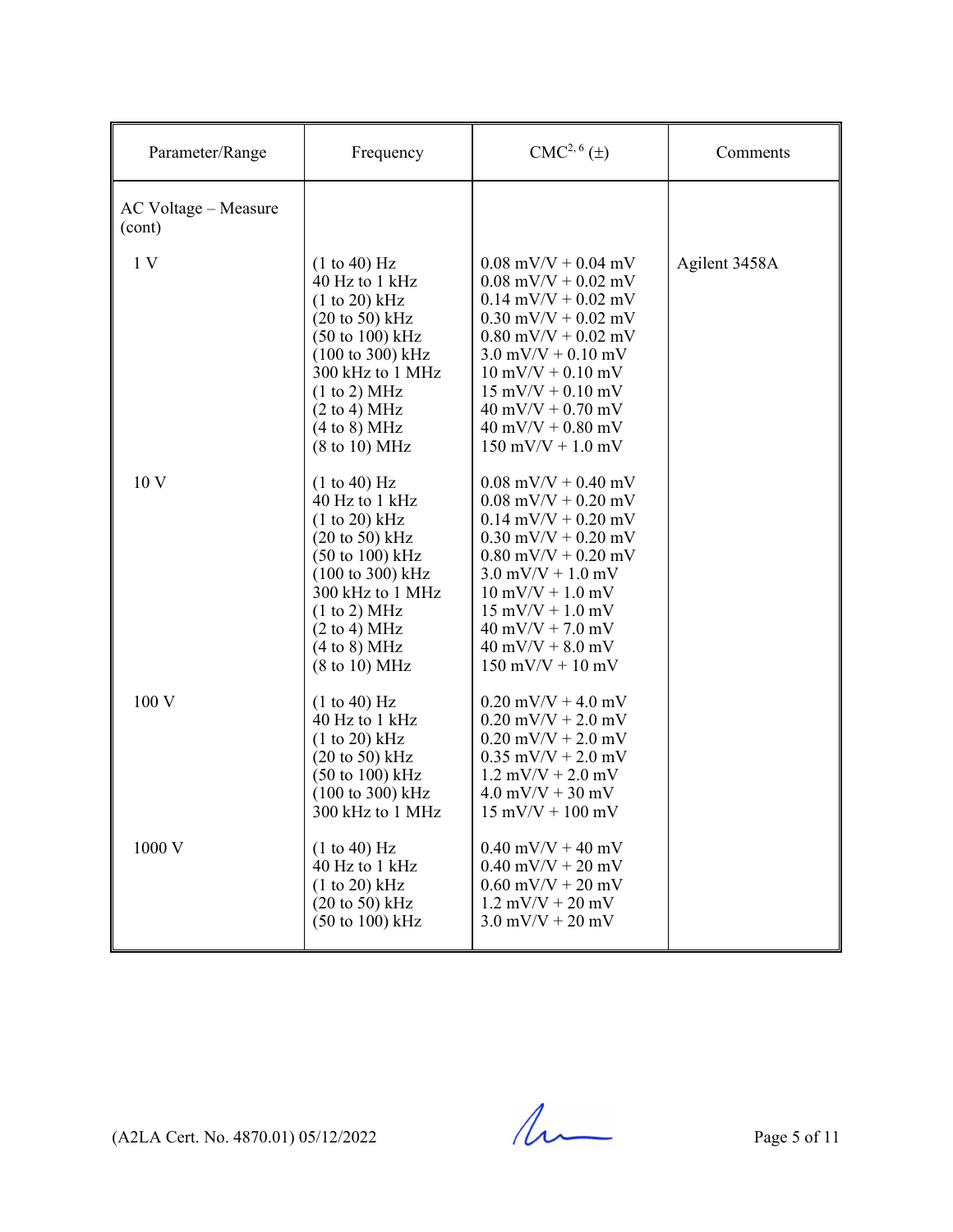| Parameter/Range | Frequency | CMC[2, 6] (±) | Comments |
|---|---|---|---|
| AC Voltage – Measure (cont) | | | |
| 1 V | (1 to 40) Hz | 0.08 mV/V + 0.04 mV | Agilent 3458A |
| | 40 Hz to 1 kHz | 0.08 mV/V + 0.02 mV | |
| | (1 to 20) kHz | 0.14 mV/V + 0.02 mV | |
| | (20 to 50) kHz | 0.30 mV/V + 0.02 mV | |
| | (50 to 100) kHz | 0.80 mV/V + 0.02 mV | |
| | (100 to 300) kHz | 3.0 mV/V + 0.10 mV | |
| | 300 kHz to 1 MHz | 10 mV/V + 0.10 mV | |
| | (1 to 2) MHz | 15 mV/V + 0.10 mV | |
| | (2 to 4) MHz | 40 mV/V + 0.70 mV | |
| | (4 to 8) MHz | 40 mV/V + 0.80 mV | |
| | (8 to 10) MHz | 150 mV/V + 1.0 mV | |
| 10 V | (1 to 40) Hz | 0.08 mV/V + 0.40 mV | |
| | 40 Hz to 1 kHz | 0.08 mV/V + 0.20 mV | |
| | (1 to 20) kHz | 0.14 mV/V + 0.20 mV | |
| | (20 to 50) kHz | 0.30 mV/V + 0.20 mV | |
| | (50 to 100) kHz | 0.80 mV/V + 0.20 mV | |
| | (100 to 300) kHz | 3.0 mV/V + 1.0 mV | |
| | 300 kHz to 1 MHz | 10 mV/V + 1.0 mV | |
| | (1 to 2) MHz | 15 mV/V + 1.0 mV | |
| | (2 to 4) MHz | 40 mV/V + 7.0 mV | |
| | (4 to 8) MHz | 40 mV/V + 8.0 mV | |
| | (8 to 10) MHz | 150 mV/V + 10 mV | |
| 100 V | (1 to 40) Hz | 0.20 mV/V + 4.0 mV | |
| | 40 Hz to 1 kHz | 0.20 mV/V + 2.0 mV | |
| | (1 to 20) kHz | 0.20 mV/V + 2.0 mV | |
| | (20 to 50) kHz | 0.35 mV/V + 2.0 mV | |
| | (50 to 100) kHz | 1.2 mV/V + 2.0 mV | |
| | (100 to 300) kHz | 4.0 mV/V + 30 mV | |
| | 300 kHz to 1 MHz | 15 mV/V + 100 mV | |
| 1000 V | (1 to 40) Hz | 0.40 mV/V + 40 mV | |
| | 40 Hz to 1 kHz | 0.40 mV/V + 20 mV | |
| | (1 to 20) kHz | 0.60 mV/V + 20 mV | |
| | (20 to 50) kHz | 1.2 mV/V + 20 mV | |
| | (50 to 100) kHz | 3.0 mV/V + 20 mV | |

(A2LA Cert. No. 4870.01) 05/12/2022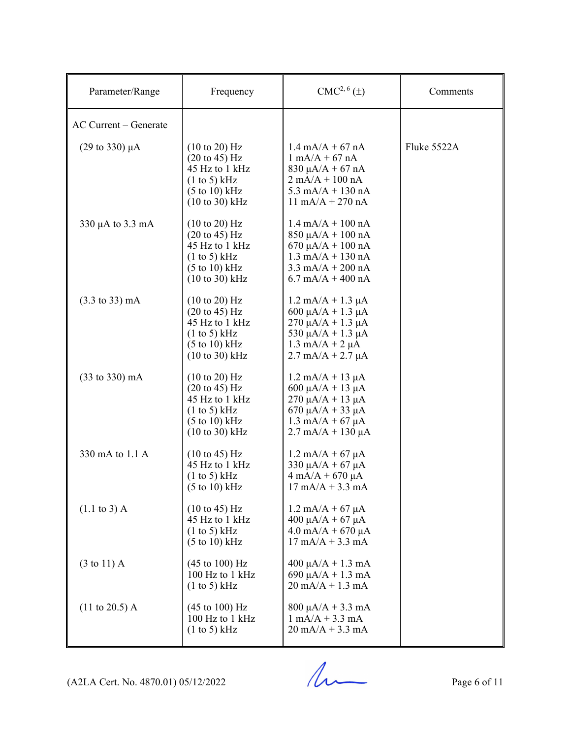| Parameter/Range | Frequency | CMC[2, 6] (±) | Comments |
|---|---|---|---|
| AC Current – Generate | | | |
| (29 to 330) µA | (10 to 20) Hz<br>(20 to 45) Hz<br>45 Hz to 1 kHz<br>(1 to 5) kHz<br>(5 to 10) kHz<br>(10 to 30) kHz | 1.4 mA/A + 67 nA<br>1 mA/A + 67 nA<br>830 µA/A + 67 nA<br>2 mA/A + 100 nA<br>5.3 mA/A + 130 nA<br>11 mA/A + 270 nA | Fluke 5522A |
| 330 µA to 3.3 mA | (10 to 20) Hz<br>(20 to 45) Hz<br>45 Hz to 1 kHz<br>(1 to 5) kHz<br>(5 to 10) kHz<br>(10 to 30) kHz | 1.4 mA/A + 100 nA<br>850 µA/A + 100 nA<br>670 µA/A + 100 nA<br>1.3 mA/A + 130 nA<br>3.3 mA/A + 200 nA<br>6.7 mA/A + 400 nA | |
| (3.3 to 33) mA | (10 to 20) Hz<br>(20 to 45) Hz<br>45 Hz to 1 kHz<br>(1 to 5) kHz<br>(5 to 10) kHz<br>(10 to 30) kHz | 1.2 mA/A + 1.3 µA<br>600 µA/A + 1.3 µA<br>270 µA/A + 1.3 µA<br>530 µA/A + 1.3 µA<br>1.3 mA/A + 2 µA<br>2.7 mA/A + 2.7 µA | |
| (33 to 330) mA | (10 to 20) Hz<br>(20 to 45) Hz<br>45 Hz to 1 kHz<br>(1 to 5) kHz<br>(5 to 10) kHz<br>(10 to 30) kHz | 1.2 mA/A + 13 µA<br>600 µA/A + 13 µA<br>270 µA/A + 13 µA<br>670 µA/A + 33 µA<br>1.3 mA/A + 67 µA<br>2.7 mA/A + 130 µA | |
| 330 mA to 1.1 A | (10 to 45) Hz<br>45 Hz to 1 kHz<br>(1 to 5) kHz<br>(5 to 10) kHz | 1.2 mA/A + 67 µA<br>330 µA/A + 67 µA<br>4 mA/A + 670 µA<br>17 mA/A + 3.3 mA | |
| (1.1 to 3) A | (10 to 45) Hz<br>45 Hz to 1 kHz<br>(1 to 5) kHz<br>(5 to 10) kHz | 1.2 mA/A + 67 µA<br>400 µA/A + 67 µA<br>4.0 mA/A + 670 µA<br>17 mA/A + 3.3 mA | |
| (3 to 11) A | (45 to 100) Hz<br>100 Hz to 1 kHz<br>(1 to 5) kHz | 400 µA/A + 1.3 mA<br>690 µA/A + 1.3 mA<br>20 mA/A + 1.3 mA | |
| (11 to 20.5) A | (45 to 100) Hz<br>100 Hz to 1 kHz<br>(1 to 5) kHz | 800 µA/A + 3.3 mA<br>1 mA/A + 3.3 mA<br>20 mA/A + 3.3 mA | |

(A2LA Cert. No. 4870.01) 05/12/2022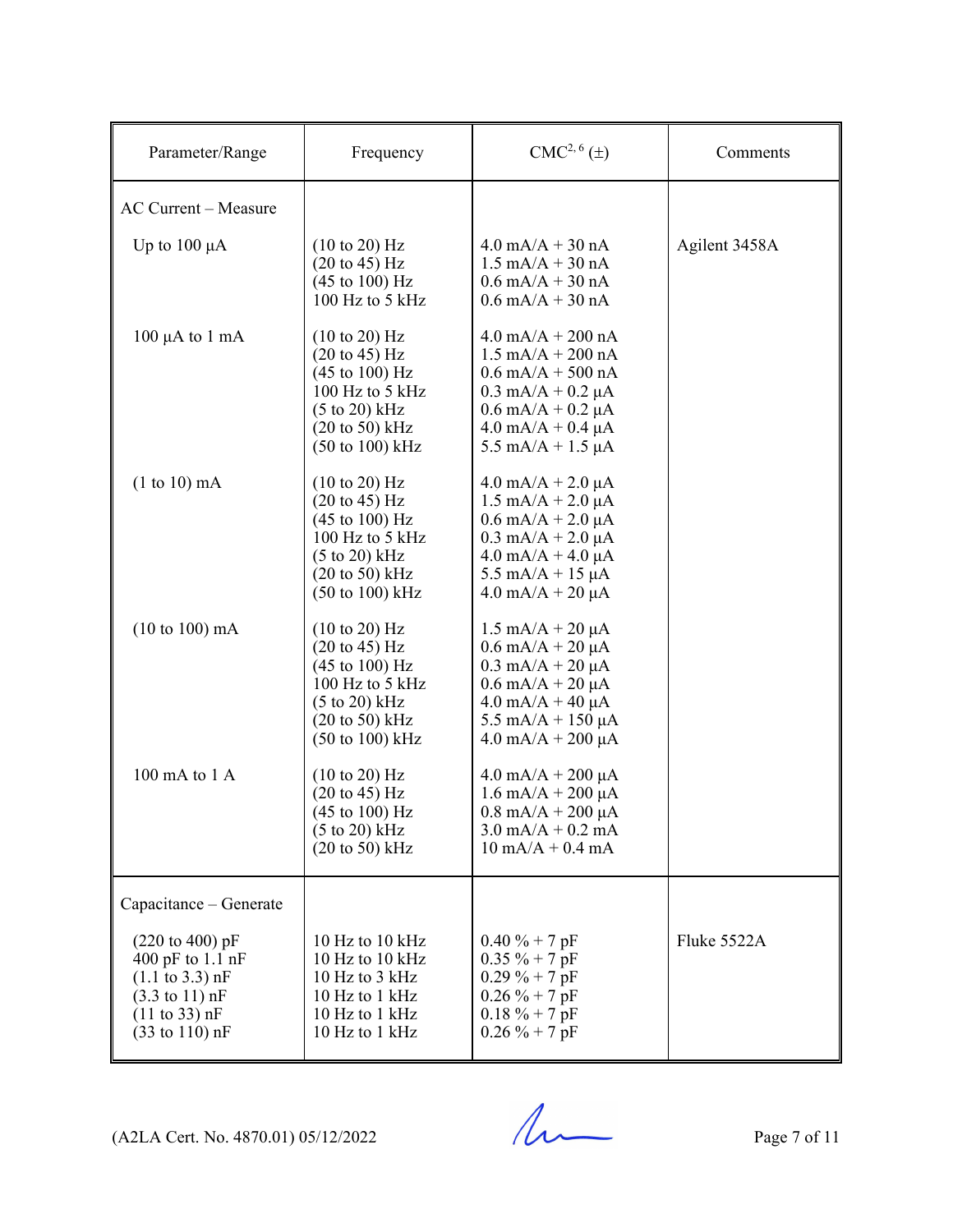| Parameter/Range | Frequency | CMC[2, 6] (±) | Comments |
|---|---|---|---|
| AC Current – Measure | | | |
| Up to 100 µA | (10 to 20) Hz<br>(20 to 45) Hz<br>(45 to 100) Hz<br>100 Hz to 5 kHz | 4.0 mA/A + 30 nA<br>1.5 mA/A + 30 nA<br>0.6 mA/A + 30 nA<br>0.6 mA/A + 30 nA | Agilent 3458A |
| 100 µA to 1 mA | (10 to 20) Hz<br>(20 to 45) Hz<br>(45 to 100) Hz<br>100 Hz to 5 kHz<br>(5 to 20) kHz<br>(20 to 50) kHz<br>(50 to 100) kHz | 4.0 mA/A + 200 nA<br>1.5 mA/A + 200 nA<br>0.6 mA/A + 500 nA<br>0.3 mA/A + 0.2 µA<br>0.6 mA/A + 0.2 µA<br>4.0 mA/A + 0.4 µA<br>5.5 mA/A + 1.5 µA | |
| (1 to 10) mA | (10 to 20) Hz<br>(20 to 45) Hz<br>(45 to 100) Hz<br>100 Hz to 5 kHz<br>(5 to 20) kHz<br>(20 to 50) kHz<br>(50 to 100) kHz | 4.0 mA/A + 2.0 µA<br>1.5 mA/A + 2.0 µA<br>0.6 mA/A + 2.0 µA<br>0.3 mA/A + 2.0 µA<br>4.0 mA/A + 4.0 µA<br>5.5 mA/A + 15 µA<br>4.0 mA/A + 20 µA | |
| (10 to 100) mA | (10 to 20) Hz<br>(20 to 45) Hz<br>(45 to 100) Hz<br>100 Hz to 5 kHz<br>(5 to 20) kHz<br>(20 to 50) kHz<br>(50 to 100) kHz | 1.5 mA/A + 20 µA<br>0.6 mA/A + 20 µA<br>0.3 mA/A + 20 µA<br>0.6 mA/A + 20 µA<br>4.0 mA/A + 40 µA<br>5.5 mA/A + 150 µA<br>4.0 mA/A + 200 µA | |
| 100 mA to 1 A | (10 to 20) Hz<br>(20 to 45) Hz<br>(45 to 100) Hz<br>(5 to 20) kHz<br>(20 to 50) kHz | 4.0 mA/A + 200 µA<br>1.6 mA/A + 200 µA<br>0.8 mA/A + 200 µA<br>3.0 mA/A + 0.2 mA<br>10 mA/A + 0.4 mA | |
| Capacitance – Generate | | | |
| (220 to 400) pF<br>400 pF to 1.1 nF<br>(1.1 to 3.3) nF<br>(3.3 to 11) nF<br>(11 to 33) nF<br>(33 to 110) nF | 10 Hz to 10 kHz<br>10 Hz to 10 kHz<br>10 Hz to 3 kHz<br>10 Hz to 1 kHz<br>10 Hz to 1 kHz<br>10 Hz to 1 kHz | 0.40 % + 7 pF<br>0.35 % + 7 pF<br>0.29 % + 7 pF<br>0.26 % + 7 pF<br>0.18 % + 7 pF<br>0.26 % + 7 pF | Fluke 5522A |

(A2LA Cert. No. 4870.01) 05/12/2022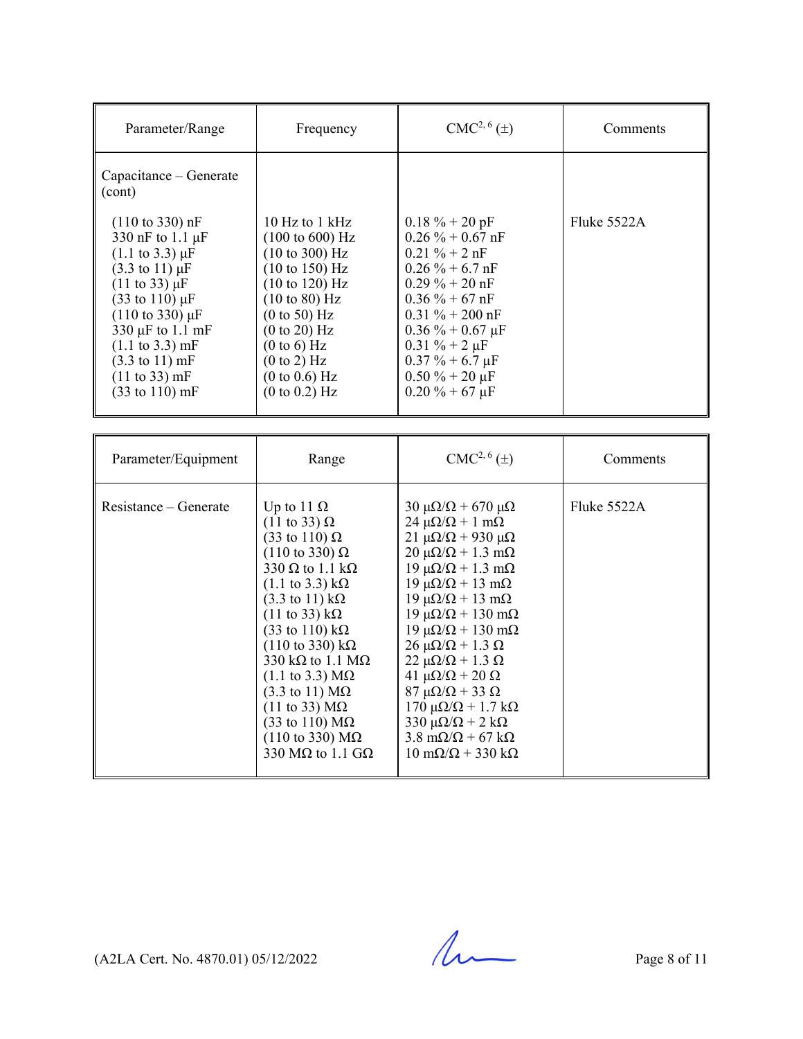| Parameter/Range | Frequency | CMC[2, 6] (±) | Comments |
|---|---|---|---|
| Capacitance – Generate (cont) | | | |
| (110 to 330) nF | 10 Hz to 1 kHz | 0.18 % + 20 pF | Fluke 5522A |
| 330 nF to 1.1 µF | (100 to 600) Hz | 0.26 % + 0.67 nF | |
| (1.1 to 3.3) µF | (10 to 300) Hz | 0.21 % + 2 nF | |
| (3.3 to 11) µF | (10 to 150) Hz | 0.26 % + 6.7 nF | |
| (11 to 33) µF | (10 to 120) Hz | 0.29 % + 20 nF | |
| (33 to 110) µF | (10 to 80) Hz | 0.36 % + 67 nF | |
| (110 to 330) µF | (0 to 50) Hz | 0.31 % + 200 nF | |
| 330 µF to 1.1 mF | (0 to 20) Hz | 0.36 % + 0.67 µF | |
| (1.1 to 3.3) mF | (0 to 6) Hz | 0.31 % + 2 µF | |
| (3.3 to 11) mF | (0 to 2) Hz | 0.37 % + 6.7 µF | |
| (11 to 33) mF | (0 to 0.6) Hz | 0.50 % + 20 µF | |
| (33 to 110) mF | (0 to 0.2) Hz | 0.20 % + 67 µF | |

| Parameter/Equipment | Range | CMC[2, 6] (±) | Comments |
|---|---|---|---|
| Resistance – Generate | Up to 11 Ω | 30 µΩ/Ω + 670 µΩ | Fluke 5522A |
| | (11 to 33) Ω | 24 µΩ/Ω + 1 mΩ | |
| | (33 to 110) Ω | 21 µΩ/Ω + 930 µΩ | |
| | (110 to 330) Ω | 20 µΩ/Ω + 1.3 mΩ | |
| | 330 Ω to 1.1 kΩ | 19 µΩ/Ω + 1.3 mΩ | |
| | (1.1 to 3.3) kΩ | 19 µΩ/Ω + 13 mΩ | |
| | (3.3 to 11) kΩ | 19 µΩ/Ω + 13 mΩ | |
| | (11 to 33) kΩ | 19 µΩ/Ω + 130 mΩ | |
| | (33 to 110) kΩ | 19 µΩ/Ω + 130 mΩ | |
| | (110 to 330) kΩ | 26 µΩ/Ω + 1.3 Ω | |
| | 330 kΩ to 1.1 MΩ | 22 µΩ/Ω + 1.3 Ω | |
| | (1.1 to 3.3) MΩ | 41 µΩ/Ω + 20 Ω | |
| | (3.3 to 11) MΩ | 87 µΩ/Ω + 33 Ω | |
| | (11 to 33) MΩ | 170 µΩ/Ω + 1.7 kΩ | |
| | (33 to 110) MΩ | 330 µΩ/Ω + 2 kΩ | |
| | (110 to 330) MΩ | 3.8 mΩ/Ω + 67 kΩ | |
| | 330 MΩ to 1.1 GΩ | 10 mΩ/Ω + 330 kΩ | |

(A2LA Cert. No. 4870.01) 05/12/2022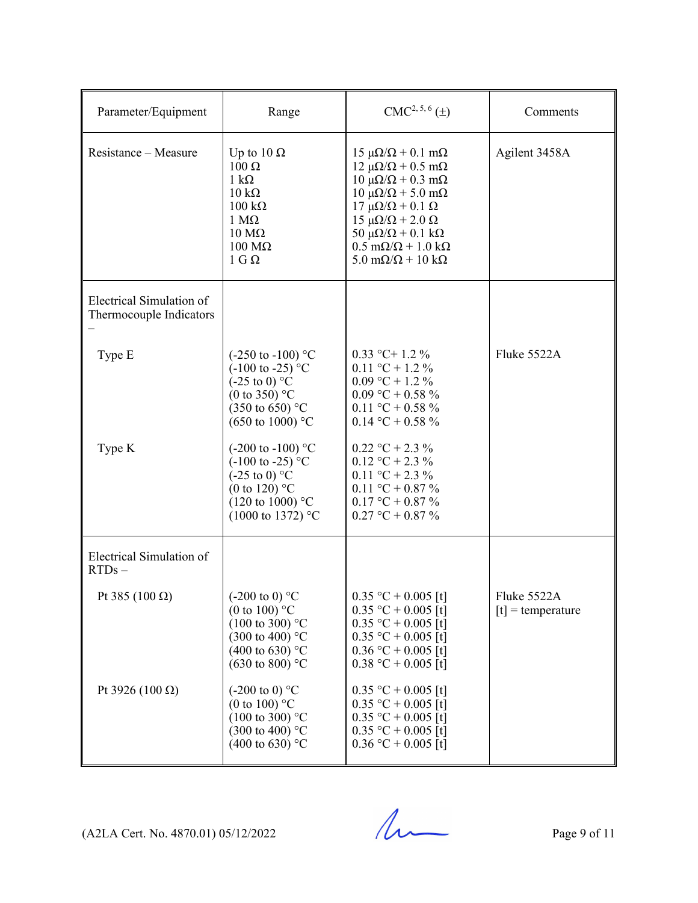| Parameter/Equipment | Range | CMC[2, 5, 6] (±) | Comments |
|---|---|---|---|
| Resistance – Measure | Up to 10 Ω<br>100 Ω<br>1 kΩ<br>10 kΩ<br>100 kΩ<br>1 MΩ<br>10 MΩ<br>100 MΩ<br>1 G Ω | 15 µΩ/Ω + 0.1 mΩ<br>12 µΩ/Ω + 0.5 mΩ<br>10 µΩ/Ω + 0.3 mΩ<br>10 µΩ/Ω + 5.0 mΩ<br>17 µΩ/Ω + 0.1 Ω<br>15 µΩ/Ω + 2.0 Ω<br>50 µΩ/Ω + 0.1 kΩ<br>0.5 mΩ/Ω + 1.0 kΩ<br>5.0 mΩ/Ω + 10 kΩ | Agilent 3458A |
| Electrical Simulation of Thermocouple Indicators – | | | |
| Type E | (-250 to -100) °C<br>(-100 to -25) °C<br>(-25 to 0) °C<br>(0 to 350) °C<br>(350 to 650) °C<br>(650 to 1000) °C | 0.33 °C+ 1.2 %<br>0.11 °C + 1.2 %<br>0.09 °C + 1.2 %<br>0.09 °C + 0.58 %<br>0.11 °C + 0.58 %<br>0.14 °C + 0.58 % | Fluke 5522A |
| Type K | (-200 to -100) °C<br>(-100 to -25) °C<br>(-25 to 0) °C<br>(0 to 120) °C<br>(120 to 1000) °C<br>(1000 to 1372) °C | 0.22 °C + 2.3 %<br>0.12 °C + 2.3 %<br>0.11 °C + 2.3 %<br>0.11 °C + 0.87 %<br>0.17 °C + 0.87 %<br>0.27 °C + 0.87 % | |
| Electrical Simulation of RTDs – | | | |
| Pt 385 (100 Ω) | (-200 to 0) °C<br>(0 to 100) °C<br>(100 to 300) °C<br>(300 to 400) °C<br>(400 to 630) °C<br>(630 to 800) °C | 0.35 °C + 0.005 [t]<br>0.35 °C + 0.005 [t]<br>0.35 °C + 0.005 [t]<br>0.35 °C + 0.005 [t]<br>0.36 °C + 0.005 [t]<br>0.38 °C + 0.005 [t] | Fluke 5522A<br>[t] = temperature |
| Pt 3926 (100 Ω) | (-200 to 0) °C<br>(0 to 100) °C<br>(100 to 300) °C<br>(300 to 400) °C<br>(400 to 630) °C | 0.35 °C + 0.005 [t]<br>0.35 °C + 0.005 [t]<br>0.35 °C + 0.005 [t]<br>0.35 °C + 0.005 [t]<br>0.36 °C + 0.005 [t] | |

(A2LA Cert. No. 4870.01) 05/12/2022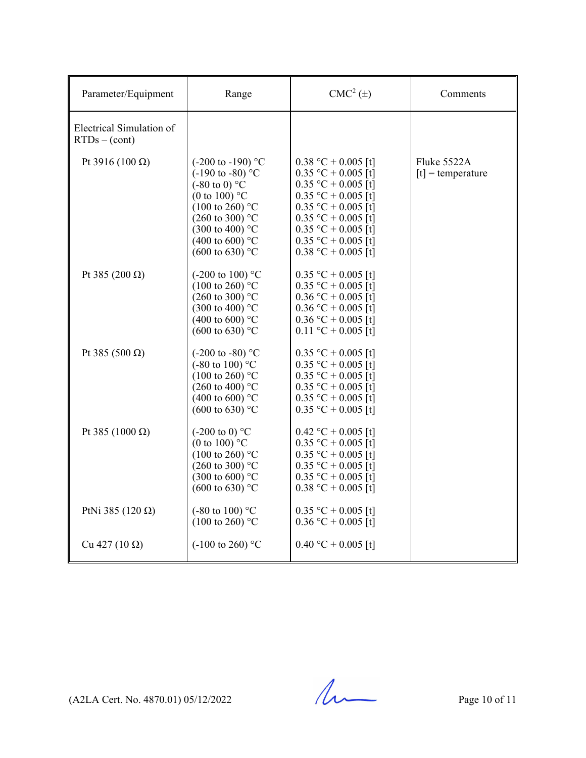| Parameter/Equipment | Range | CMC[2] (±) | Comments |
|---|---|---|---|
| Electrical Simulation of RTDs – (cont) | | | |
| Pt 3916 (100 Ω) | (-200 to -190) °C<br>(-190 to -80) °C<br>(-80 to 0) °C<br>(0 to 100) °C<br>(100 to 260) °C<br>(260 to 300) °C<br>(300 to 400) °C<br>(400 to 600) °C<br>(600 to 630) °C | 0.38 °C + 0.005 [t]<br>0.35 °C + 0.005 [t]<br>0.35 °C + 0.005 [t]<br>0.35 °C + 0.005 [t]<br>0.35 °C + 0.005 [t]<br>0.35 °C + 0.005 [t]<br>0.35 °C + 0.005 [t]<br>0.35 °C + 0.005 [t]<br>0.38 °C + 0.005 [t] | Fluke 5522A<br>[t] = temperature |
| Pt 385 (200 Ω) | (-200 to 100) °C<br>(100 to 260) °C<br>(260 to 300) °C<br>(300 to 400) °C<br>(400 to 600) °C<br>(600 to 630) °C | 0.35 °C + 0.005 [t]<br>0.35 °C + 0.005 [t]<br>0.36 °C + 0.005 [t]<br>0.36 °C + 0.005 [t]<br>0.36 °C + 0.005 [t]<br>0.11 °C + 0.005 [t] | |
| Pt 385 (500 Ω) | (-200 to -80) °C<br>(-80 to 100) °C<br>(100 to 260) °C<br>(260 to 400) °C<br>(400 to 600) °C<br>(600 to 630) °C | 0.35 °C + 0.005 [t]<br>0.35 °C + 0.005 [t]<br>0.35 °C + 0.005 [t]<br>0.35 °C + 0.005 [t]<br>0.35 °C + 0.005 [t]<br>0.35 °C + 0.005 [t] | |
| Pt 385 (1000 Ω) | (-200 to 0) °C<br>(0 to 100) °C<br>(100 to 260) °C<br>(260 to 300) °C<br>(300 to 600) °C<br>(600 to 630) °C | 0.42 °C + 0.005 [t]<br>0.35 °C + 0.005 [t]<br>0.35 °C + 0.005 [t]<br>0.35 °C + 0.005 [t]<br>0.35 °C + 0.005 [t]<br>0.38 °C + 0.005 [t] | |
| PtNi 385 (120 Ω) | (-80 to 100) °C<br>(100 to 260) °C | 0.35 °C + 0.005 [t]<br>0.36 °C + 0.005 [t] | |
| Cu 427 (10 Ω) | (-100 to 260) °C | 0.40 °C + 0.005 [t] | |

(A2LA Cert. No. 4870.01) 05/12/2022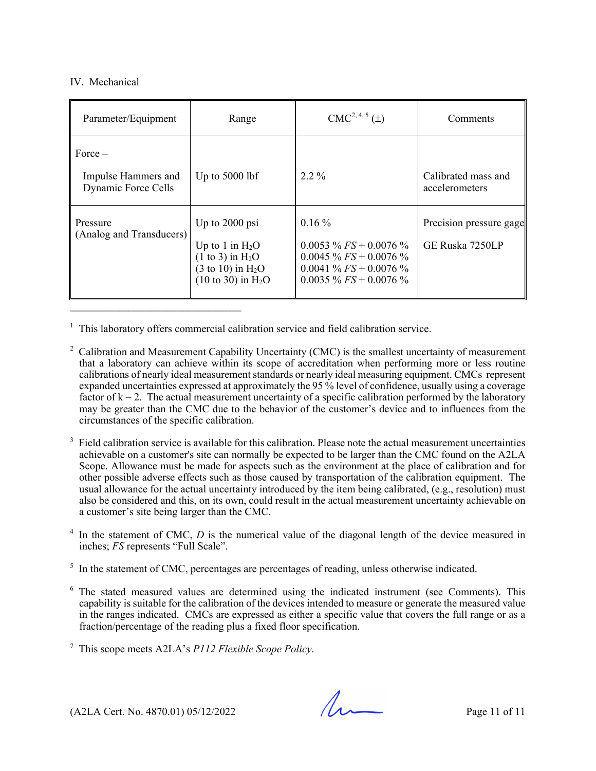IV. Mechanical

| Parameter/Equipment | Range | CMC[2, 4, 5] (±) | Comments |
|---|---|---|---|
| Force – Impulse Hammers and Dynamic Force Cells | Up to 5000 lbf | 2.2 % | Calibrated mass and accelerometers |
| Pressure (Analog and Transducers) | Up to 2000 psi | 0.16 % | Precision pressure gage |
| | Up to 1 in $H_2O$ | 0.0053 % *FS* + 0.0076 % | GE Ruska 7250LP |
| | (1 to 3) in $H_2O$ | 0.0045 % *FS* + 0.0076 % | |
| | (3 to 10) in $H_2O$ | 0.0041 % *FS* + 0.0076 % | |
| | (10 to 30) in $H_2O$ | 0.0035 % *FS* + 0.0076 % | |

---

[1] This laboratory offers commercial calibration service and field calibration service.

[2] Calibration and Measurement Capability Uncertainty (CMC) is the smallest uncertainty of measurement that a laboratory can achieve within its scope of accreditation when performing more or less routine calibrations of nearly ideal measurement standards or nearly ideal measuring equipment. CMCs represent expanded uncertainties expressed at approximately the 95 % level of confidence, usually using a coverage factor of k = 2. The actual measurement uncertainty of a specific calibration performed by the laboratory may be greater than the CMC due to the behavior of the customer's device and to influences from the circumstances of the specific calibration.

[3] Field calibration service is available for this calibration. Please note the actual measurement uncertainties achievable on a customer's site can normally be expected to be larger than the CMC found on the A2LA Scope. Allowance must be made for aspects such as the environment at the place of calibration and for other possible adverse effects such as those caused by transportation of the calibration equipment. The usual allowance for the actual uncertainty introduced by the item being calibrated, (e.g., resolution) must also be considered and this, on its own, could result in the actual measurement uncertainty achievable on a customer's site being larger than the CMC.

[4] In the statement of CMC, *D* is the numerical value of the diagonal length of the device measured in inches; *FS* represents "Full Scale".

[5] In the statement of CMC, percentages are percentages of reading, unless otherwise indicated.

[6] The stated measured values are determined using the indicated instrument (see Comments). This capability is suitable for the calibration of the devices intended to measure or generate the measured value in the ranges indicated. CMCs are expressed as either a specific value that covers the full range or as a fraction/percentage of the reading plus a fixed floor specification.

[7] This scope meets A2LA's *P112 Flexible Scope Policy*.

(A2LA Cert. No. 4870.01) 05/12/2022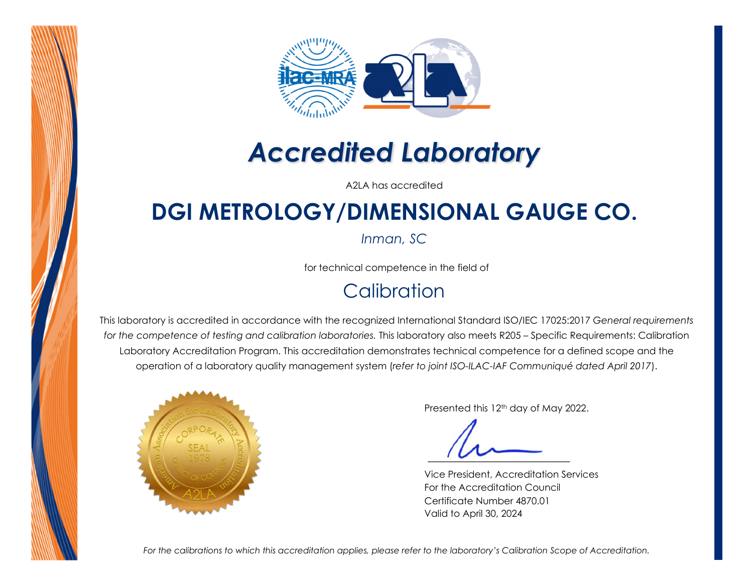# *Accredited Laboratory*

A2LA has accredited

## DGI METROLOGY/DIMENSIONAL GAUGE CO.

*Inman, SC*

for technical competence in the field of

## Calibration

This laboratory is accredited in accordance with the recognized International Standard ISO/IEC 17025:2017 *General requirements for the competence of testing and calibration laboratories.* This laboratory also meets R205 – Specific Requirements: Calibration Laboratory Accreditation Program. This accreditation demonstrates technical competence for a defined scope and the operation of a laboratory quality management system (*refer to joint ISO-ILAC-IAF Communiqué dated April 2017*).

Presented this 12th day of May 2022.

Vice President, Accreditation Services
For the Accreditation Council
Certificate Number 4870.01
Valid to April 30, 2024

*For the calibrations to which this accreditation applies, please refer to the laboratory's Calibration Scope of Accreditation.*